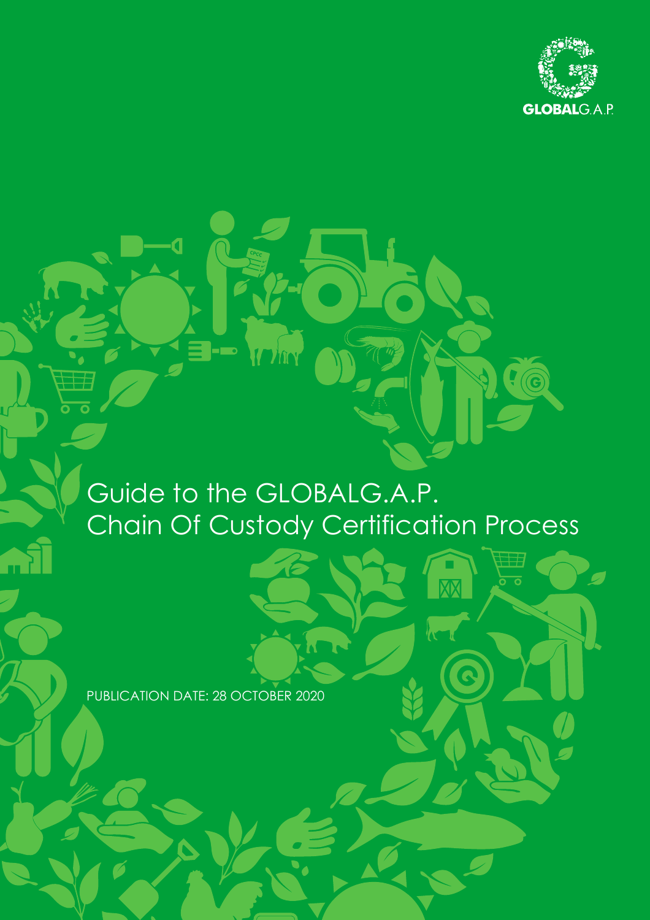# Guide to the GLOBALG.A.P. Chain Of Custody Certification Process

PUBLICATION DATE: 28 OCTOBER 2020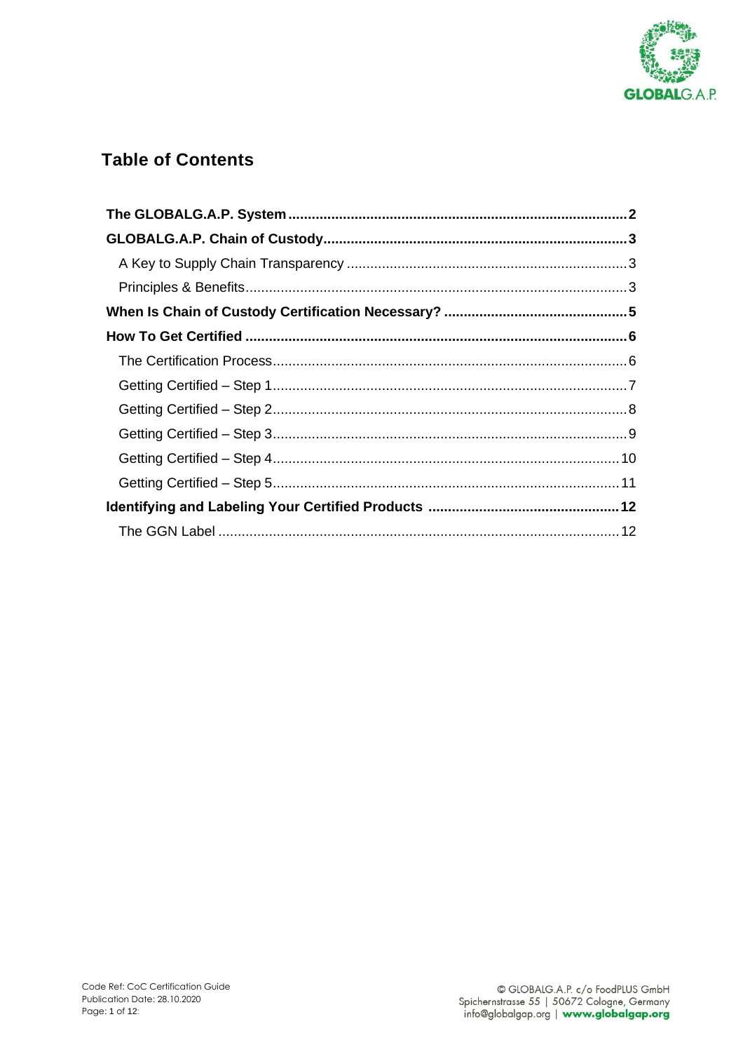## Table of Contents

**The GLOBALG.A.P. System** .......... **2**

**GLOBALG.A.P. Chain of Custody** .......... **3**

- A Key to Supply Chain Transparency .......... 3
- Principles & Benefits .......... 3

**When Is Chain of Custody Certification Necessary?** .......... **5**

**How To Get Certified** .......... **6**

- The Certification Process .......... 6
- Getting Certified – Step 1 .......... 7
- Getting Certified – Step 2 .......... 8
- Getting Certified – Step 3 .......... 9
- Getting Certified – Step 4 .......... 10
- Getting Certified – Step 5 .......... 11

**Identifying and Labeling Your Certified Products** .......... **12**

- The GGN Label .......... 12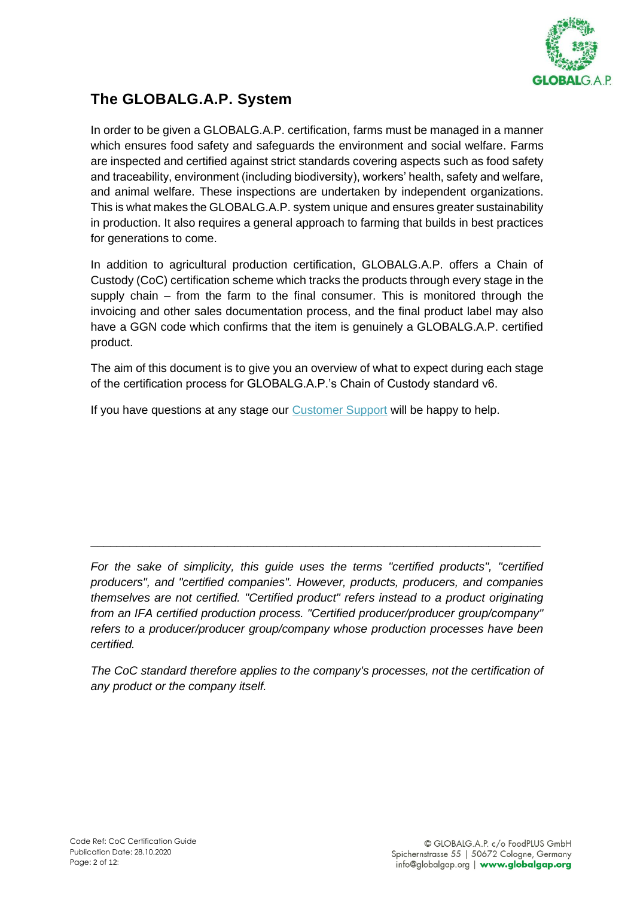## The GLOBALG.A.P. System

In order to be given a GLOBALG.A.P. certification, farms must be managed in a manner which ensures food safety and safeguards the environment and social welfare. Farms are inspected and certified against strict standards covering aspects such as food safety and traceability, environment (including biodiversity), workers' health, safety and welfare, and animal welfare. These inspections are undertaken by independent organizations. This is what makes the GLOBALG.A.P. system unique and ensures greater sustainability in production. It also requires a general approach to farming that builds in best practices for generations to come.

In addition to agricultural production certification, GLOBALG.A.P. offers a Chain of Custody (CoC) certification scheme which tracks the products through every stage in the supply chain – from the farm to the final consumer. This is monitored through the invoicing and other sales documentation process, and the final product label may also have a GGN code which confirms that the item is genuinely a GLOBALG.A.P. certified product.

The aim of this document is to give you an overview of what to expect during each stage of the certification process for GLOBALG.A.P.'s Chain of Custody standard v6.

If you have questions at any stage our Customer Support will be happy to help.

---

*For the sake of simplicity, this guide uses the terms "certified products", "certified producers", and "certified companies". However, products, producers, and companies themselves are not certified. "Certified product" refers instead to a product originating from an IFA certified production process. "Certified producer/producer group/company" refers to a producer/producer group/company whose production processes have been certified.*

*The CoC standard therefore applies to the company's processes, not the certification of any product or the company itself.*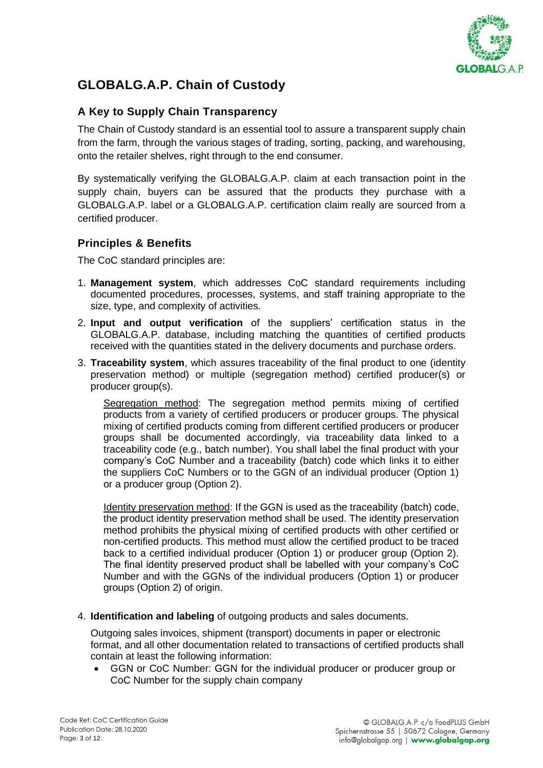# GLOBALG.A.P. Chain of Custody

## A Key to Supply Chain Transparency

The Chain of Custody standard is an essential tool to assure a transparent supply chain from the farm, through the various stages of trading, sorting, packing, and warehousing, onto the retailer shelves, right through to the end consumer.

By systematically verifying the GLOBALG.A.P. claim at each transaction point in the supply chain, buyers can be assured that the products they purchase with a GLOBALG.A.P. label or a GLOBALG.A.P. certification claim really are sourced from a certified producer.

## Principles & Benefits

The CoC standard principles are:

1. **Management system**, which addresses CoC standard requirements including documented procedures, processes, systems, and staff training appropriate to the size, type, and complexity of activities.
2. **Input and output verification** of the suppliers' certification status in the GLOBALG.A.P. database, including matching the quantities of certified products received with the quantities stated in the delivery documents and purchase orders.
3. **Traceability system**, which assures traceability of the final product to one (identity preservation method) or multiple (segregation method) certified producer(s) or producer group(s).

   Segregation method: The segregation method permits mixing of certified products from a variety of certified producers or producer groups. The physical mixing of certified products coming from different certified producers or producer groups shall be documented accordingly, via traceability data linked to a traceability code (e.g., batch number). You shall label the final product with your company's CoC Number and a traceability (batch) code which links it to either the suppliers CoC Numbers or to the GGN of an individual producer (Option 1) or a producer group (Option 2).

   Identity preservation method: If the GGN is used as the traceability (batch) code, the product identity preservation method shall be used. The identity preservation method prohibits the physical mixing of certified products with other certified or non-certified products. This method must allow the certified product to be traced back to a certified individual producer (Option 1) or producer group (Option 2). The final identity preserved product shall be labelled with your company's CoC Number and with the GGNs of the individual producers (Option 1) or producer groups (Option 2) of origin.

4. **Identification and labeling** of outgoing products and sales documents.

   Outgoing sales invoices, shipment (transport) documents in paper or electronic format, and all other documentation related to transactions of certified products shall contain at least the following information:

   - GGN or CoC Number: GGN for the individual producer or producer group or CoC Number for the supply chain company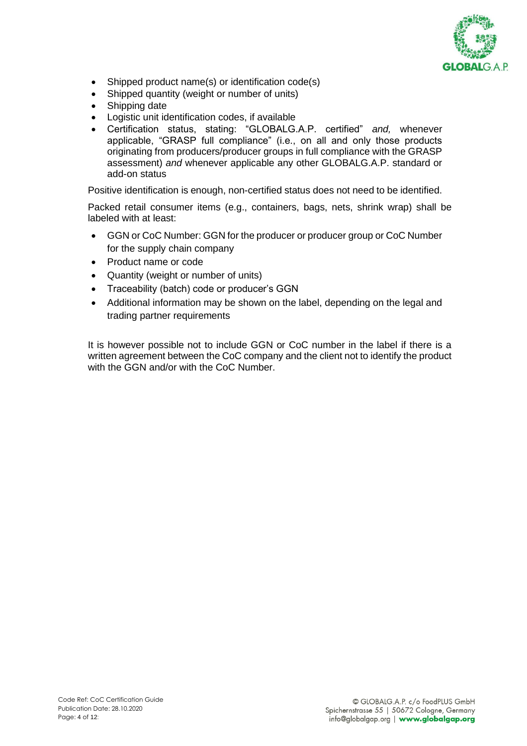- Shipped product name(s) or identification code(s)
- Shipped quantity (weight or number of units)
- Shipping date
- Logistic unit identification codes, if available
- Certification status, stating: "GLOBALG.A.P. certified" *and,* whenever applicable, "GRASP full compliance" (i.e., on all and only those products originating from producers/producer groups in full compliance with the GRASP assessment) *and* whenever applicable any other GLOBALG.A.P. standard or add-on status

Positive identification is enough, non-certified status does not need to be identified.

Packed retail consumer items (e.g., containers, bags, nets, shrink wrap) shall be labeled with at least:

- GGN or CoC Number: GGN for the producer or producer group or CoC Number for the supply chain company
- Product name or code
- Quantity (weight or number of units)
- Traceability (batch) code or producer's GGN
- Additional information may be shown on the label, depending on the legal and trading partner requirements

It is however possible not to include GGN or CoC number in the label if there is a written agreement between the CoC company and the client not to identify the product with the GGN and/or with the CoC Number.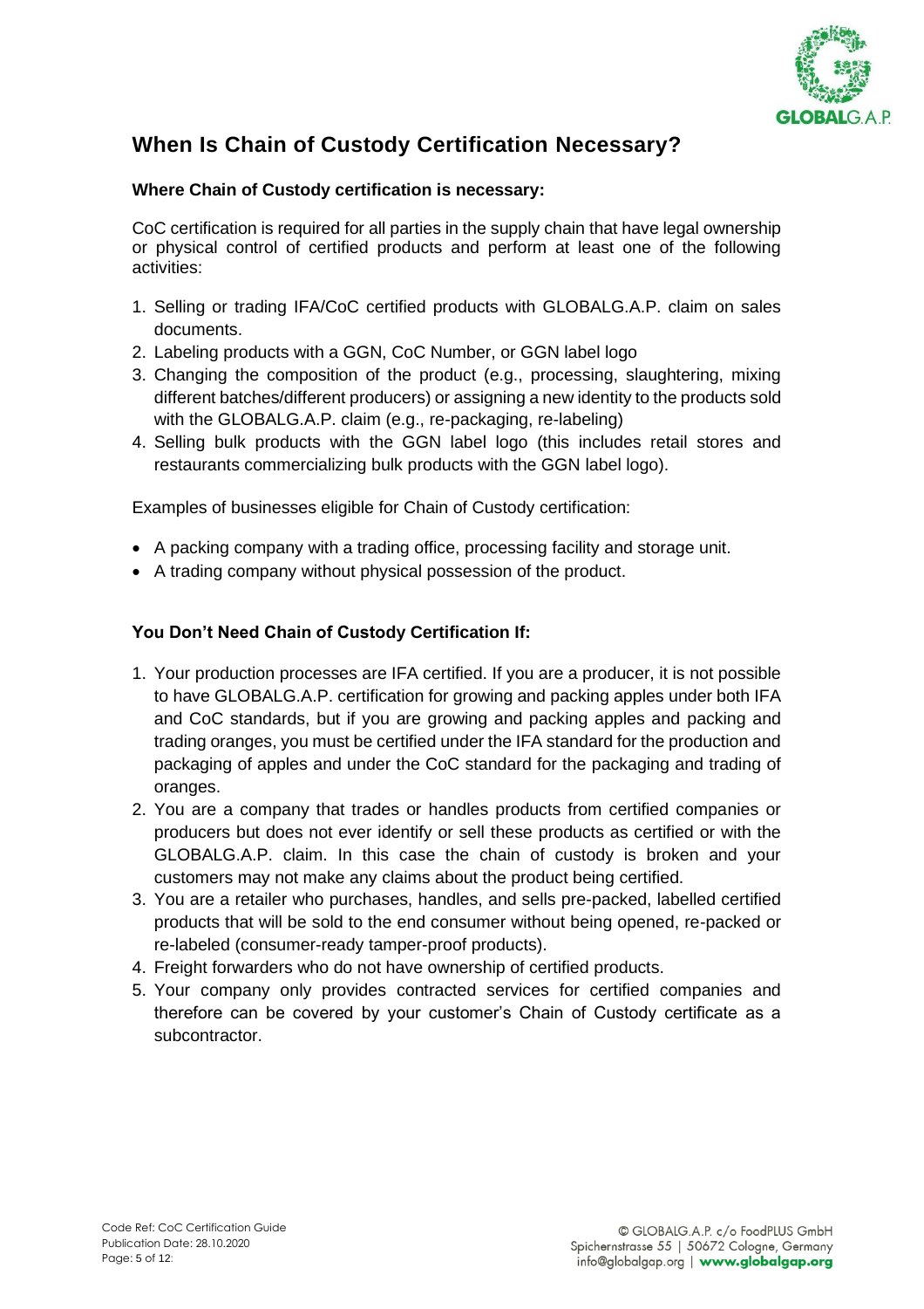## When Is Chain of Custody Certification Necessary?

### Where Chain of Custody certification is necessary:

CoC certification is required for all parties in the supply chain that have legal ownership or physical control of certified products and perform at least one of the following activities:

1. Selling or trading IFA/CoC certified products with GLOBALG.A.P. claim on sales documents.
2. Labeling products with a GGN, CoC Number, or GGN label logo
3. Changing the composition of the product (e.g., processing, slaughtering, mixing different batches/different producers) or assigning a new identity to the products sold with the GLOBALG.A.P. claim (e.g., re-packaging, re-labeling)
4. Selling bulk products with the GGN label logo (this includes retail stores and restaurants commercializing bulk products with the GGN label logo).

Examples of businesses eligible for Chain of Custody certification:

- A packing company with a trading office, processing facility and storage unit.
- A trading company without physical possession of the product.

### You Don't Need Chain of Custody Certification If:

1. Your production processes are IFA certified. If you are a producer, it is not possible to have GLOBALG.A.P. certification for growing and packing apples under both IFA and CoC standards, but if you are growing and packing apples and packing and trading oranges, you must be certified under the IFA standard for the production and packaging of apples and under the CoC standard for the packaging and trading of oranges.
2. You are a company that trades or handles products from certified companies or producers but does not ever identify or sell these products as certified or with the GLOBALG.A.P. claim. In this case the chain of custody is broken and your customers may not make any claims about the product being certified.
3. You are a retailer who purchases, handles, and sells pre-packed, labelled certified products that will be sold to the end consumer without being opened, re-packed or re-labeled (consumer-ready tamper-proof products).
4. Freight forwarders who do not have ownership of certified products.
5. Your company only provides contracted services for certified companies and therefore can be covered by your customer's Chain of Custody certificate as a subcontractor.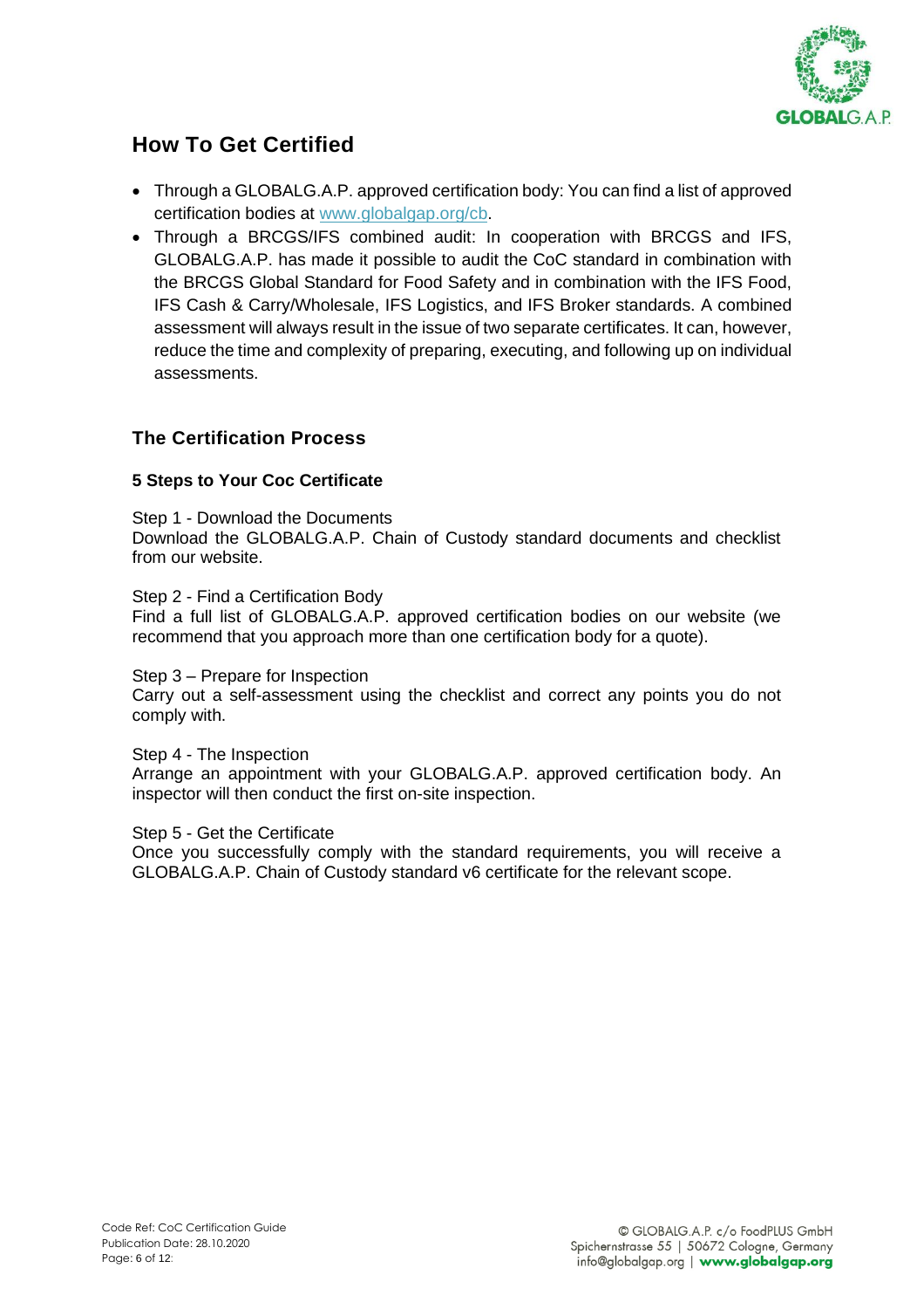## How To Get Certified

- Through a GLOBALG.A.P. approved certification body: You can find a list of approved certification bodies at [www.globalgap.org/cb](www.globalgap.org/cb).
- Through a BRCGS/IFS combined audit: In cooperation with BRCGS and IFS, GLOBALG.A.P. has made it possible to audit the CoC standard in combination with the BRCGS Global Standard for Food Safety and in combination with the IFS Food, IFS Cash & Carry/Wholesale, IFS Logistics, and IFS Broker standards. A combined assessment will always result in the issue of two separate certificates. It can, however, reduce the time and complexity of preparing, executing, and following up on individual assessments.

### The Certification Process

#### 5 Steps to Your Coc Certificate

Step 1 - Download the Documents
Download the GLOBALG.A.P. Chain of Custody standard documents and checklist from our website.

Step 2 - Find a Certification Body
Find a full list of GLOBALG.A.P. approved certification bodies on our website (we recommend that you approach more than one certification body for a quote).

Step 3 – Prepare for Inspection
Carry out a self-assessment using the checklist and correct any points you do not comply with.

Step 4 - The Inspection
Arrange an appointment with your GLOBALG.A.P. approved certification body. An inspector will then conduct the first on-site inspection.

Step 5 - Get the Certificate
Once you successfully comply with the standard requirements, you will receive a GLOBALG.A.P. Chain of Custody standard v6 certificate for the relevant scope.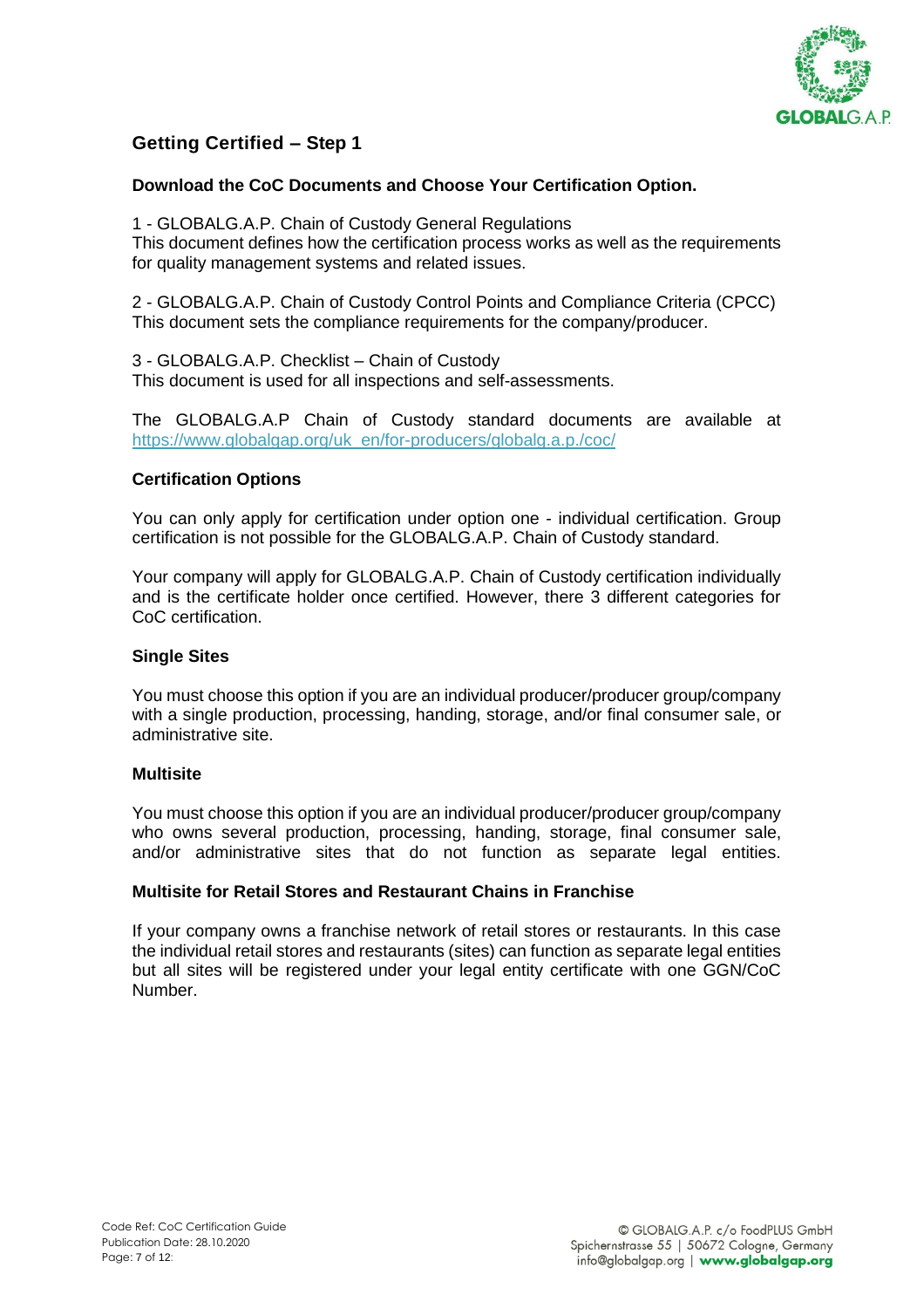## Getting Certified – Step 1

### Download the CoC Documents and Choose Your Certification Option.

1 - GLOBALG.A.P. Chain of Custody General Regulations
This document defines how the certification process works as well as the requirements for quality management systems and related issues.

2 - GLOBALG.A.P. Chain of Custody Control Points and Compliance Criteria (CPCC)
This document sets the compliance requirements for the company/producer.

3 - GLOBALG.A.P. Checklist – Chain of Custody
This document is used for all inspections and self-assessments.

The GLOBALG.A.P Chain of Custody standard documents are available at https://www.globalgap.org/uk_en/for-producers/globalg.a.p./coc/

### Certification Options

You can only apply for certification under option one - individual certification. Group certification is not possible for the GLOBALG.A.P. Chain of Custody standard.

Your company will apply for GLOBALG.A.P. Chain of Custody certification individually and is the certificate holder once certified. However, there 3 different categories for CoC certification.

### Single Sites

You must choose this option if you are an individual producer/producer group/company with a single production, processing, handing, storage, and/or final consumer sale, or administrative site.

### Multisite

You must choose this option if you are an individual producer/producer group/company who owns several production, processing, handing, storage, final consumer sale, and/or administrative sites that do not function as separate legal entities.

### Multisite for Retail Stores and Restaurant Chains in Franchise

If your company owns a franchise network of retail stores or restaurants. In this case the individual retail stores and restaurants (sites) can function as separate legal entities but all sites will be registered under your legal entity certificate with one GGN/CoC Number.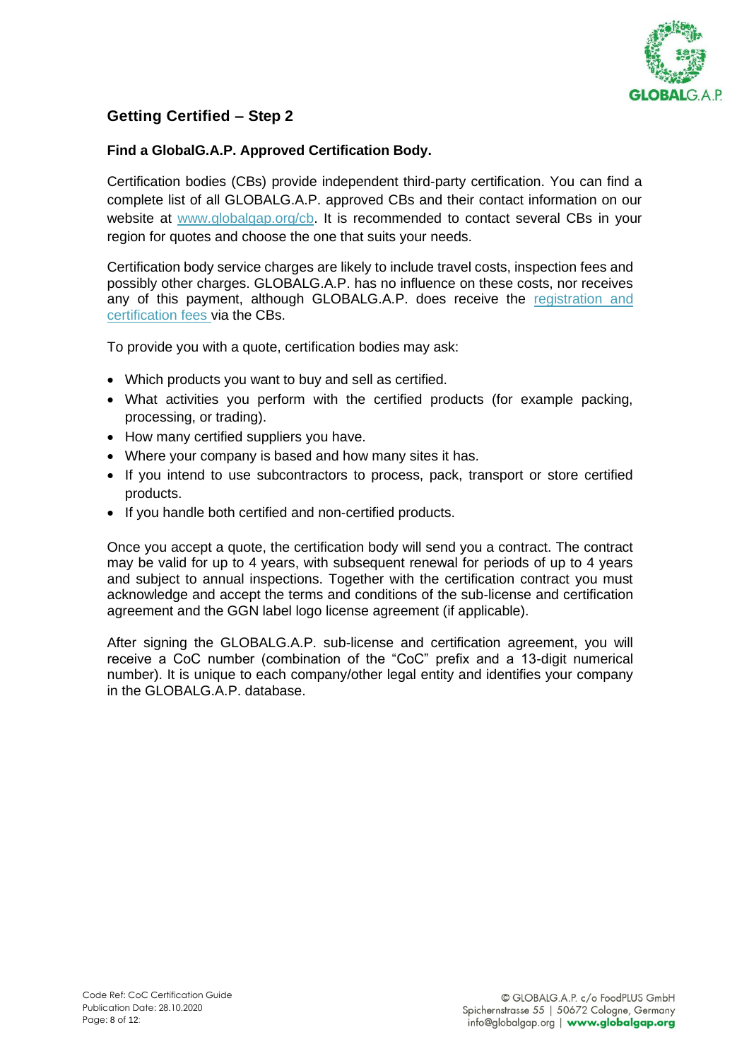## Getting Certified – Step 2

### Find a GlobalG.A.P. Approved Certification Body.

Certification bodies (CBs) provide independent third-party certification. You can find a complete list of all GLOBALG.A.P. approved CBs and their contact information on our website at [www.globalgap.org/cb](www.globalgap.org/cb). It is recommended to contact several CBs in your region for quotes and choose the one that suits your needs.

Certification body service charges are likely to include travel costs, inspection fees and possibly other charges. GLOBALG.A.P. has no influence on these costs, nor receives any of this payment, although GLOBALG.A.P. does receive the registration and certification fees via the CBs.

To provide you with a quote, certification bodies may ask:

- Which products you want to buy and sell as certified.
- What activities you perform with the certified products (for example packing, processing, or trading).
- How many certified suppliers you have.
- Where your company is based and how many sites it has.
- If you intend to use subcontractors to process, pack, transport or store certified products.
- If you handle both certified and non-certified products.

Once you accept a quote, the certification body will send you a contract. The contract may be valid for up to 4 years, with subsequent renewal for periods of up to 4 years and subject to annual inspections. Together with the certification contract you must acknowledge and accept the terms and conditions of the sub-license and certification agreement and the GGN label logo license agreement (if applicable).

After signing the GLOBALG.A.P. sub-license and certification agreement, you will receive a CoC number (combination of the "CoC" prefix and a 13-digit numerical number). It is unique to each company/other legal entity and identifies your company in the GLOBALG.A.P. database.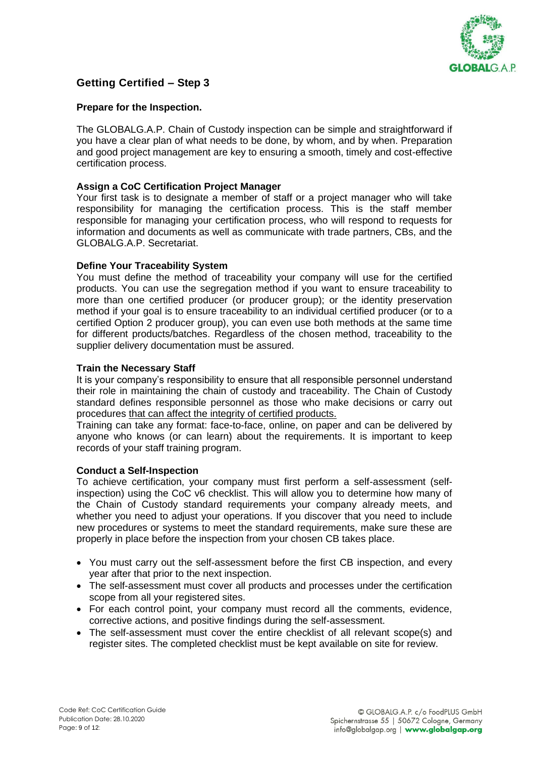## Getting Certified – Step 3

### Prepare for the Inspection.

The GLOBALG.A.P. Chain of Custody inspection can be simple and straightforward if you have a clear plan of what needs to be done, by whom, and by when. Preparation and good project management are key to ensuring a smooth, timely and cost-effective certification process.

**Assign a CoC Certification Project Manager**

Your first task is to designate a member of staff or a project manager who will take responsibility for managing the certification process. This is the staff member responsible for managing your certification process, who will respond to requests for information and documents as well as communicate with trade partners, CBs, and the GLOBALG.A.P. Secretariat.

**Define Your Traceability System**

You must define the method of traceability your company will use for the certified products. You can use the segregation method if you want to ensure traceability to more than one certified producer (or producer group); or the identity preservation method if your goal is to ensure traceability to an individual certified producer (or to a certified Option 2 producer group), you can even use both methods at the same time for different products/batches. Regardless of the chosen method, traceability to the supplier delivery documentation must be assured.

**Train the Necessary Staff**

It is your company's responsibility to ensure that all responsible personnel understand their role in maintaining the chain of custody and traceability. The Chain of Custody standard defines responsible personnel as those who make decisions or carry out procedures that can affect the integrity of certified products.

Training can take any format: face-to-face, online, on paper and can be delivered by anyone who knows (or can learn) about the requirements. It is important to keep records of your staff training program.

**Conduct a Self-Inspection**

To achieve certification, your company must first perform a self-assessment (self-inspection) using the CoC v6 checklist. This will allow you to determine how many of the Chain of Custody standard requirements your company already meets, and whether you need to adjust your operations. If you discover that you need to include new procedures or systems to meet the standard requirements, make sure these are properly in place before the inspection from your chosen CB takes place.

- You must carry out the self-assessment before the first CB inspection, and every year after that prior to the next inspection.
- The self-assessment must cover all products and processes under the certification scope from all your registered sites.
- For each control point, your company must record all the comments, evidence, corrective actions, and positive findings during the self-assessment.
- The self-assessment must cover the entire checklist of all relevant scope(s) and register sites. The completed checklist must be kept available on site for review.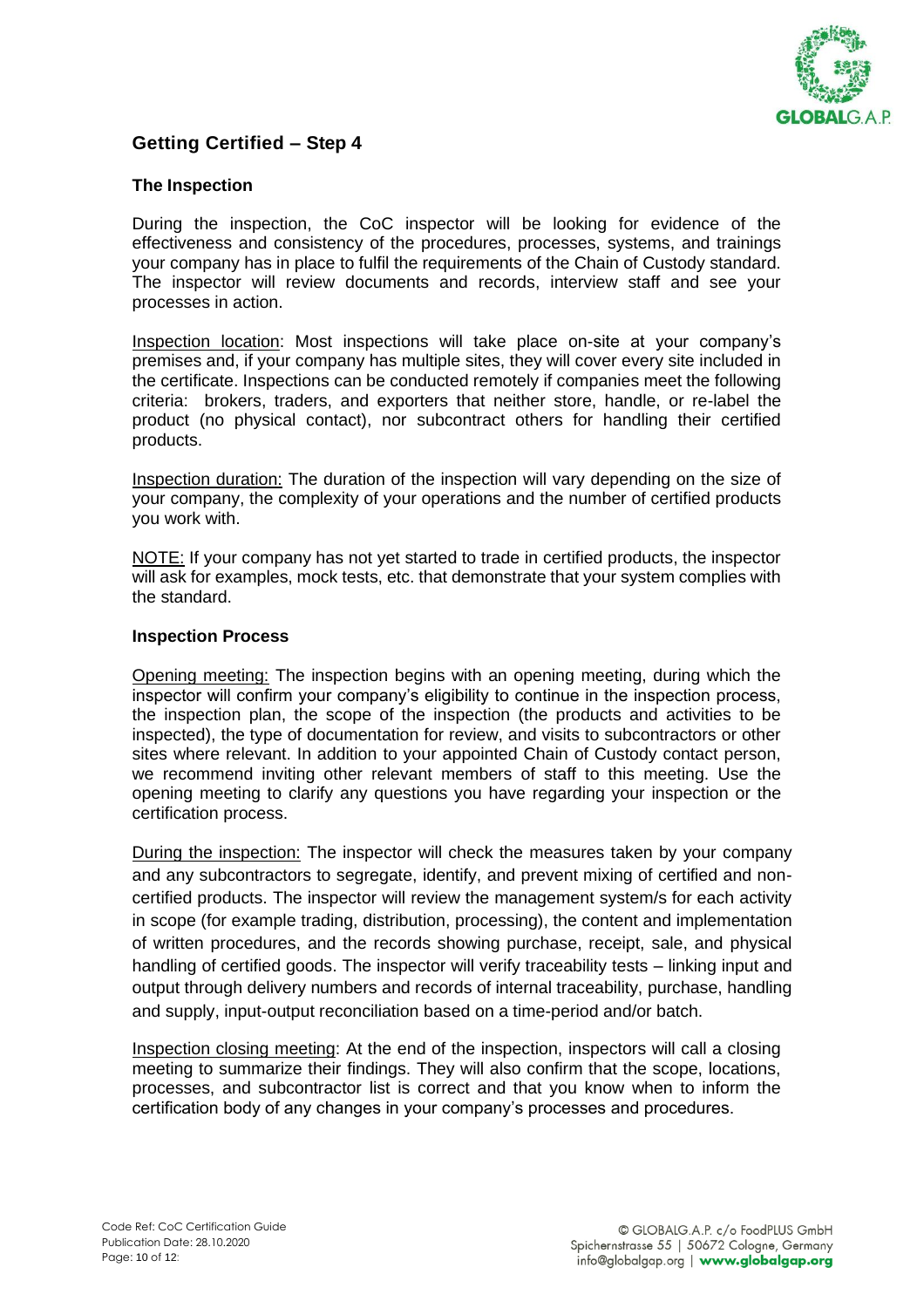## Getting Certified – Step 4

### The Inspection

During the inspection, the CoC inspector will be looking for evidence of the effectiveness and consistency of the procedures, processes, systems, and trainings your company has in place to fulfil the requirements of the Chain of Custody standard. The inspector will review documents and records, interview staff and see your processes in action.

Inspection location: Most inspections will take place on-site at your company's premises and, if your company has multiple sites, they will cover every site included in the certificate. Inspections can be conducted remotely if companies meet the following criteria: brokers, traders, and exporters that neither store, handle, or re-label the product (no physical contact), nor subcontract others for handling their certified products.

Inspection duration: The duration of the inspection will vary depending on the size of your company, the complexity of your operations and the number of certified products you work with.

NOTE: If your company has not yet started to trade in certified products, the inspector will ask for examples, mock tests, etc. that demonstrate that your system complies with the standard.

### Inspection Process

Opening meeting: The inspection begins with an opening meeting, during which the inspector will confirm your company's eligibility to continue in the inspection process, the inspection plan, the scope of the inspection (the products and activities to be inspected), the type of documentation for review, and visits to subcontractors or other sites where relevant. In addition to your appointed Chain of Custody contact person, we recommend inviting other relevant members of staff to this meeting. Use the opening meeting to clarify any questions you have regarding your inspection or the certification process.

During the inspection: The inspector will check the measures taken by your company and any subcontractors to segregate, identify, and prevent mixing of certified and non-certified products. The inspector will review the management system/s for each activity in scope (for example trading, distribution, processing), the content and implementation of written procedures, and the records showing purchase, receipt, sale, and physical handling of certified goods. The inspector will verify traceability tests – linking input and output through delivery numbers and records of internal traceability, purchase, handling and supply, input-output reconciliation based on a time-period and/or batch.

Inspection closing meeting: At the end of the inspection, inspectors will call a closing meeting to summarize their findings. They will also confirm that the scope, locations, processes, and subcontractor list is correct and that you know when to inform the certification body of any changes in your company's processes and procedures.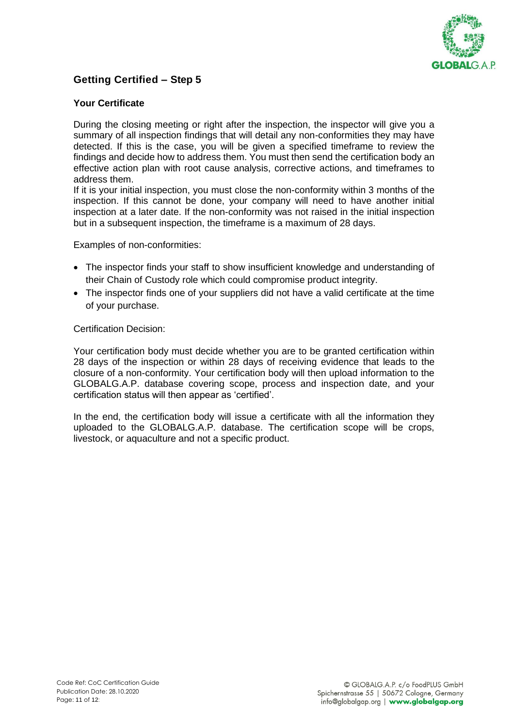## Getting Certified – Step 5

### Your Certificate

During the closing meeting or right after the inspection, the inspector will give you a summary of all inspection findings that will detail any non-conformities they may have detected. If this is the case, you will be given a specified timeframe to review the findings and decide how to address them. You must then send the certification body an effective action plan with root cause analysis, corrective actions, and timeframes to address them.
If it is your initial inspection, you must close the non-conformity within 3 months of the inspection. If this cannot be done, your company will need to have another initial inspection at a later date. If the non-conformity was not raised in the initial inspection but in a subsequent inspection, the timeframe is a maximum of 28 days.

Examples of non-conformities:

- The inspector finds your staff to show insufficient knowledge and understanding of their Chain of Custody role which could compromise product integrity.
- The inspector finds one of your suppliers did not have a valid certificate at the time of your purchase.

Certification Decision:

Your certification body must decide whether you are to be granted certification within 28 days of the inspection or within 28 days of receiving evidence that leads to the closure of a non-conformity. Your certification body will then upload information to the GLOBALG.A.P. database covering scope, process and inspection date, and your certification status will then appear as 'certified'.

In the end, the certification body will issue a certificate with all the information they uploaded to the GLOBALG.A.P. database. The certification scope will be crops, livestock, or aquaculture and not a specific product.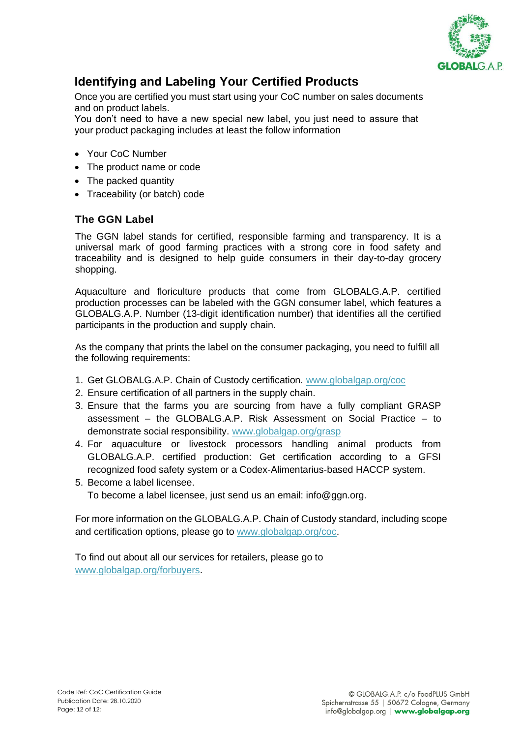## Identifying and Labeling Your Certified Products

Once you are certified you must start using your CoC number on sales documents and on product labels.
You don't need to have a new special new label, you just need to assure that your product packaging includes at least the follow information

- Your CoC Number
- The product name or code
- The packed quantity
- Traceability (or batch) code

### The GGN Label

The GGN label stands for certified, responsible farming and transparency. It is a universal mark of good farming practices with a strong core in food safety and traceability and is designed to help guide consumers in their day-to-day grocery shopping.

Aquaculture and floriculture products that come from GLOBALG.A.P. certified production processes can be labeled with the GGN consumer label, which features a GLOBALG.A.P. Number (13-digit identification number) that identifies all the certified participants in the production and supply chain.

As the company that prints the label on the consumer packaging, you need to fulfill all the following requirements:

1. Get GLOBALG.A.P. Chain of Custody certification. www.globalgap.org/coc
2. Ensure certification of all partners in the supply chain.
3. Ensure that the farms you are sourcing from have a fully compliant GRASP assessment – the GLOBALG.A.P. Risk Assessment on Social Practice – to demonstrate social responsibility. www.globalgap.org/grasp
4. For aquaculture or livestock processors handling animal products from GLOBALG.A.P. certified production: Get certification according to a GFSI recognized food safety system or a Codex-Alimentarius-based HACCP system.
5. Become a label licensee.
   To become a label licensee, just send us an email: info@ggn.org.

For more information on the GLOBALG.A.P. Chain of Custody standard, including scope and certification options, please go to www.globalgap.org/coc.

To find out about all our services for retailers, please go to www.globalgap.org/forbuyers.